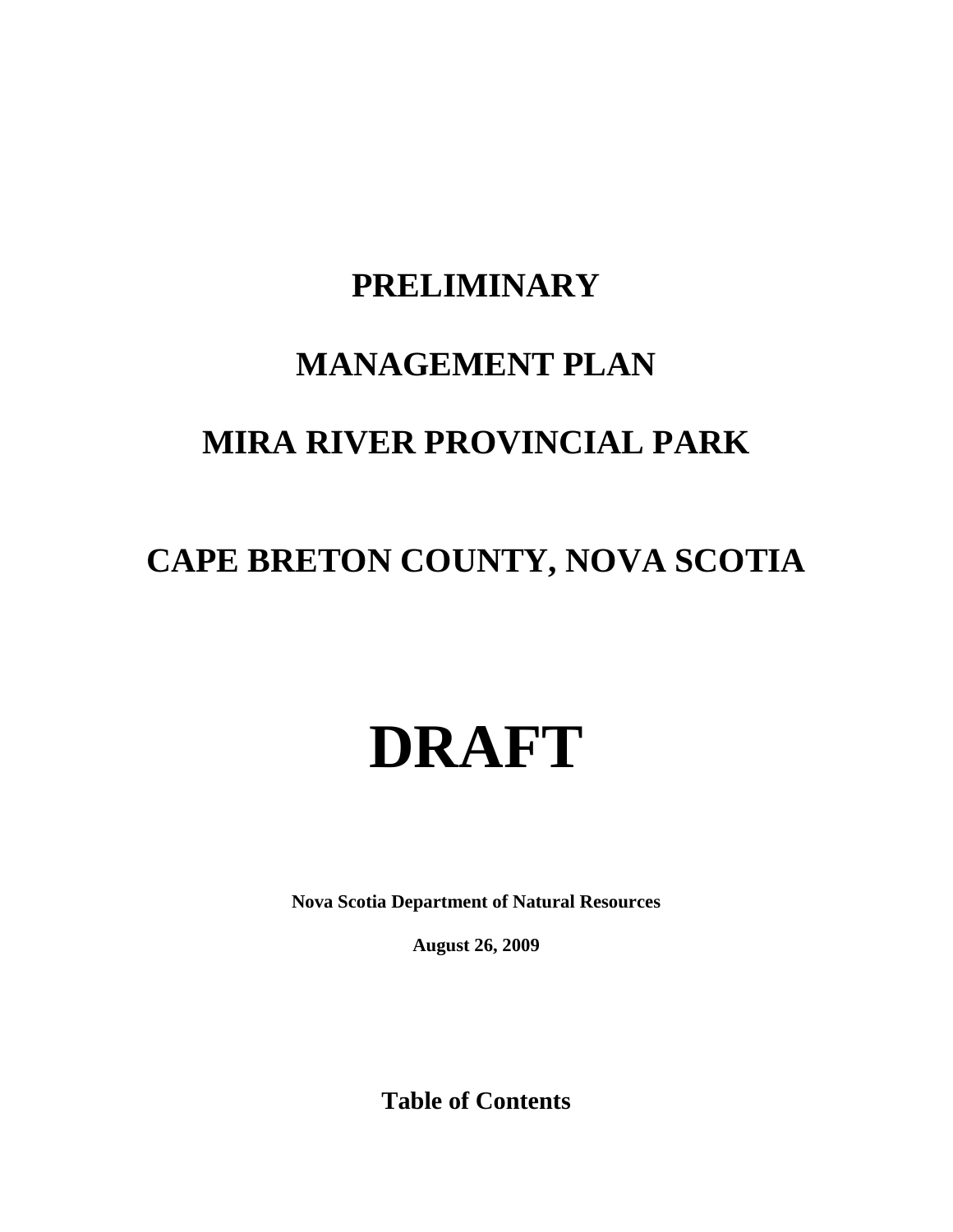# PRELIMINARY

# MANAGEMENT PLAN

# MIRA RIVER PROVINCIAL PARK

# CAPE BRETON COUNTY, NOVA SCOTIA

# DRAFT

**Nova Scotia Department of Natural Resources**

**August 26, 2009**

## Table of Contents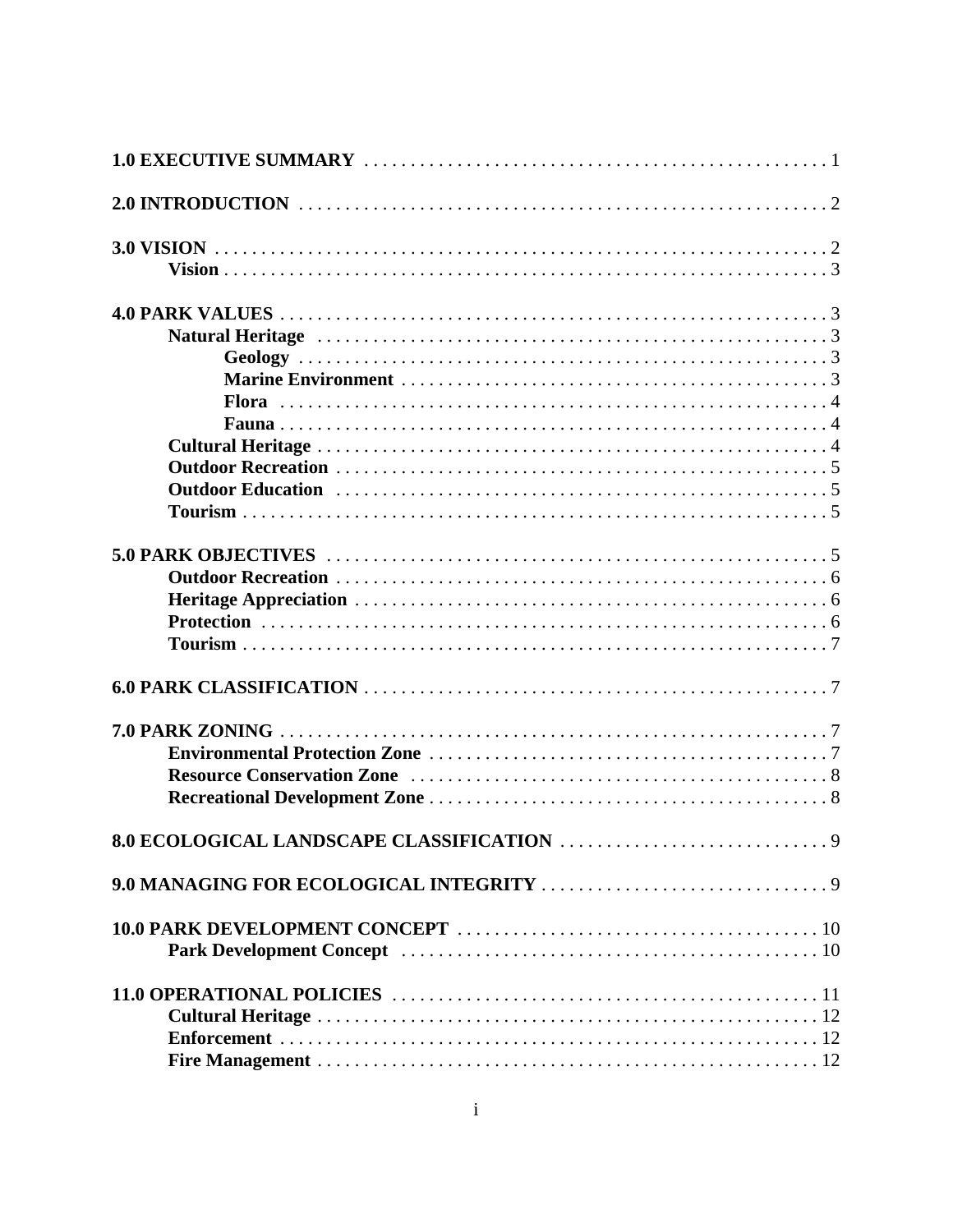**1.0 EXECUTIVE SUMMARY** . . . . . . . . . . . . . . . . . . . . . . . . . . . . . . . . . . . . . . . . . . . . . . . . . . 1

**2.0 INTRODUCTION** . . . . . . . . . . . . . . . . . . . . . . . . . . . . . . . . . . . . . . . . . . . . . . . . . . . . . . 2

**3.0 VISION** . . . . . . . . . . . . . . . . . . . . . . . . . . . . . . . . . . . . . . . . . . . . . . . . . . . . . . . . . . . . 2
- **Vision** . . . . . . . . . . . . . . . . . . . . . . . . . . . . . . . . . . . . . . . . . . . . . . . . . . . . . . . . . . . . 3

**4.0 PARK VALUES** . . . . . . . . . . . . . . . . . . . . . . . . . . . . . . . . . . . . . . . . . . . . . . . . . . . . . . 3
- **Natural Heritage** . . . . . . . . . . . . . . . . . . . . . . . . . . . . . . . . . . . . . . . . . . . . . . . . . . . 3
  - **Geology** . . . . . . . . . . . . . . . . . . . . . . . . . . . . . . . . . . . . . . . . . . . . . . . . . . . . . 3
  - **Marine Environment** . . . . . . . . . . . . . . . . . . . . . . . . . . . . . . . . . . . . . . . . . . . . . 3
  - **Flora** . . . . . . . . . . . . . . . . . . . . . . . . . . . . . . . . . . . . . . . . . . . . . . . . . . . . . . . 4
  - **Fauna** . . . . . . . . . . . . . . . . . . . . . . . . . . . . . . . . . . . . . . . . . . . . . . . . . . . . . . 4
- **Cultural Heritage** . . . . . . . . . . . . . . . . . . . . . . . . . . . . . . . . . . . . . . . . . . . . . . . . . . 4
- **Outdoor Recreation** . . . . . . . . . . . . . . . . . . . . . . . . . . . . . . . . . . . . . . . . . . . . . . . . 5
- **Outdoor Education** . . . . . . . . . . . . . . . . . . . . . . . . . . . . . . . . . . . . . . . . . . . . . . . . . 5
- **Tourism** . . . . . . . . . . . . . . . . . . . . . . . . . . . . . . . . . . . . . . . . . . . . . . . . . . . . . . . . . 5

**5.0 PARK OBJECTIVES** . . . . . . . . . . . . . . . . . . . . . . . . . . . . . . . . . . . . . . . . . . . . . . . . . . . 5
- **Outdoor Recreation** . . . . . . . . . . . . . . . . . . . . . . . . . . . . . . . . . . . . . . . . . . . . . . . . 6
- **Heritage Appreciation** . . . . . . . . . . . . . . . . . . . . . . . . . . . . . . . . . . . . . . . . . . . . . . 6
- **Protection** . . . . . . . . . . . . . . . . . . . . . . . . . . . . . . . . . . . . . . . . . . . . . . . . . . . . . . . 6
- **Tourism** . . . . . . . . . . . . . . . . . . . . . . . . . . . . . . . . . . . . . . . . . . . . . . . . . . . . . . . . . 7

**6.0 PARK CLASSIFICATION** . . . . . . . . . . . . . . . . . . . . . . . . . . . . . . . . . . . . . . . . . . . . . . . . 7

**7.0 PARK ZONING** . . . . . . . . . . . . . . . . . . . . . . . . . . . . . . . . . . . . . . . . . . . . . . . . . . . . . . . 7
- **Environmental Protection Zone** . . . . . . . . . . . . . . . . . . . . . . . . . . . . . . . . . . . . . . . . 7
- **Resource Conservation Zone** . . . . . . . . . . . . . . . . . . . . . . . . . . . . . . . . . . . . . . . . . . 8
- **Recreational Development Zone** . . . . . . . . . . . . . . . . . . . . . . . . . . . . . . . . . . . . . . . 8

**8.0 ECOLOGICAL LANDSCAPE CLASSIFICATION** . . . . . . . . . . . . . . . . . . . . . . . . . . . . . 9

**9.0 MANAGING FOR ECOLOGICAL INTEGRITY** . . . . . . . . . . . . . . . . . . . . . . . . . . . . . . . 9

**10.0 PARK DEVELOPMENT CONCEPT** . . . . . . . . . . . . . . . . . . . . . . . . . . . . . . . . . . . . . . 10
- **Park Development Concept** . . . . . . . . . . . . . . . . . . . . . . . . . . . . . . . . . . . . . . . . . . 10

**11.0 OPERATIONAL POLICIES** . . . . . . . . . . . . . . . . . . . . . . . . . . . . . . . . . . . . . . . . . . . . . 11
- **Cultural Heritage** . . . . . . . . . . . . . . . . . . . . . . . . . . . . . . . . . . . . . . . . . . . . . . . . . . 12
- **Enforcement** . . . . . . . . . . . . . . . . . . . . . . . . . . . . . . . . . . . . . . . . . . . . . . . . . . . . . . 12
- **Fire Management** . . . . . . . . . . . . . . . . . . . . . . . . . . . . . . . . . . . . . . . . . . . . . . . . . . 12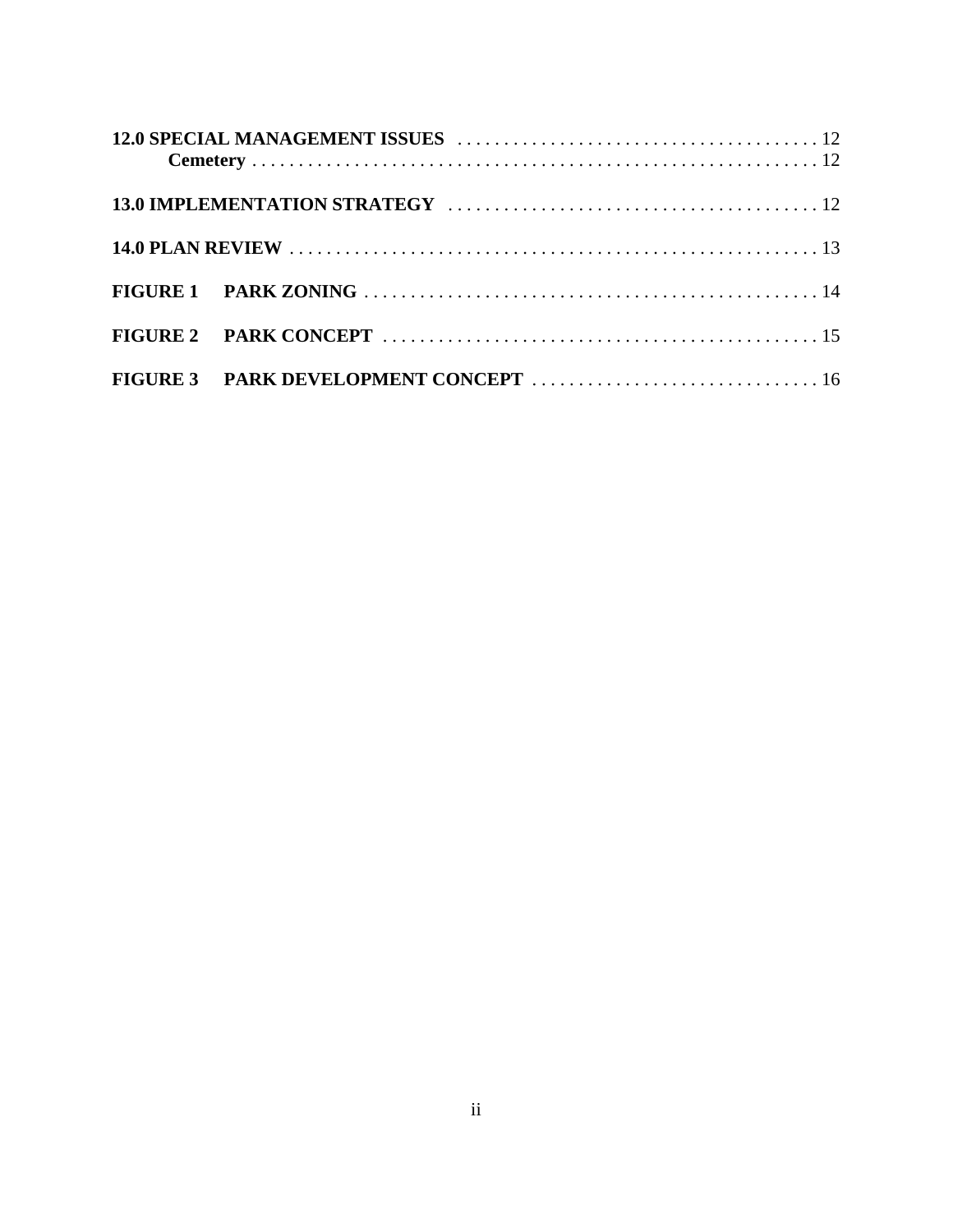**12.0 SPECIAL MANAGEMENT ISSUES** . . . . . . . . . . . . . . . . . . . . . . . . . . . . . . . . . . . . . . 12
  **Cemetery** . . . . . . . . . . . . . . . . . . . . . . . . . . . . . . . . . . . . . . . . . . . . . . . . . . . . . . . . . . . . 12

**13.0 IMPLEMENTATION STRATEGY** . . . . . . . . . . . . . . . . . . . . . . . . . . . . . . . . . . . . . . . 12

**14.0 PLAN REVIEW** . . . . . . . . . . . . . . . . . . . . . . . . . . . . . . . . . . . . . . . . . . . . . . . . . . . . . . . . 13

**FIGURE 1 PARK ZONING** . . . . . . . . . . . . . . . . . . . . . . . . . . . . . . . . . . . . . . . . . . . . . . . . . 14

**FIGURE 2 PARK CONCEPT** . . . . . . . . . . . . . . . . . . . . . . . . . . . . . . . . . . . . . . . . . . . . . . . 15

**FIGURE 3 PARK DEVELOPMENT CONCEPT** . . . . . . . . . . . . . . . . . . . . . . . . . . . . . . . 16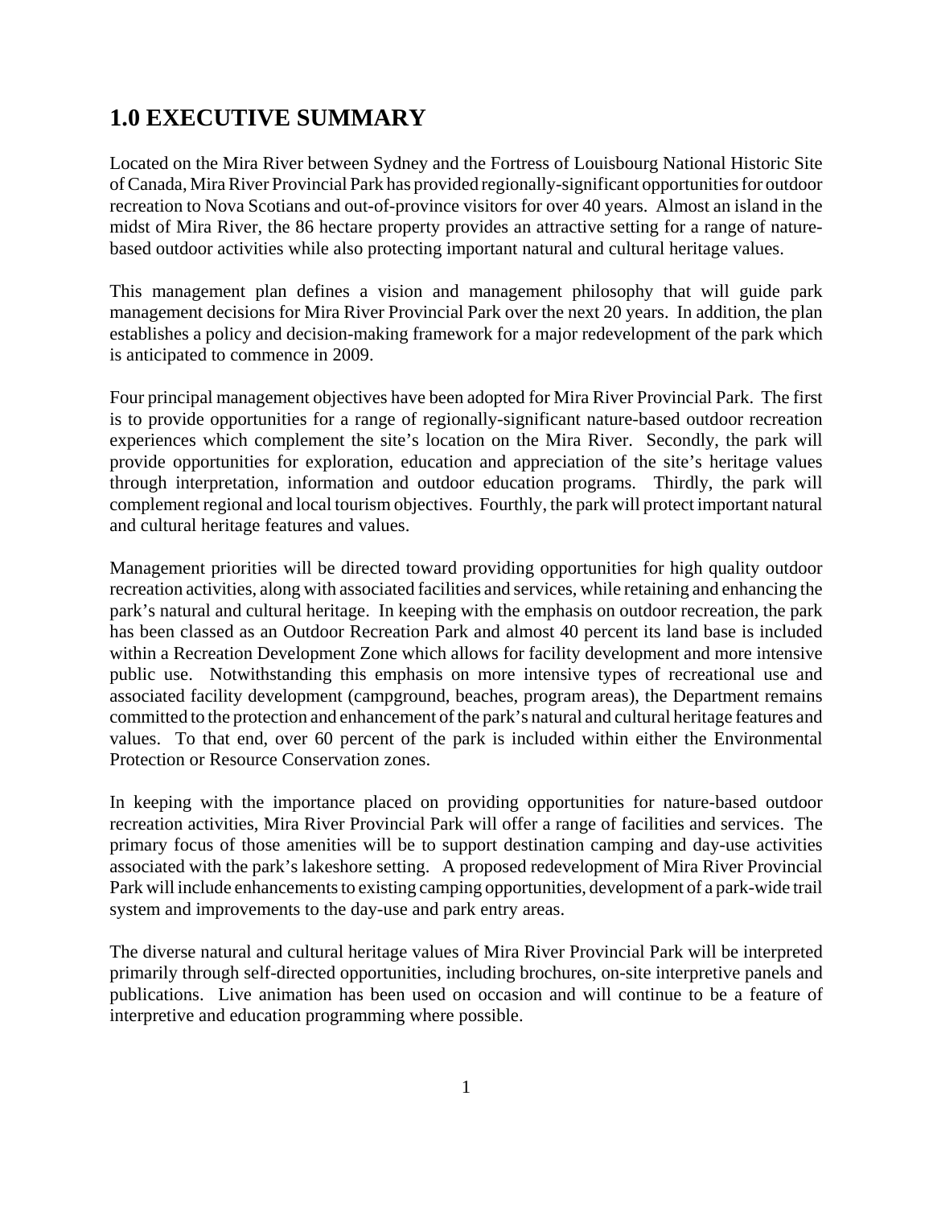# 1.0 EXECUTIVE SUMMARY

Located on the Mira River between Sydney and the Fortress of Louisbourg National Historic Site of Canada, Mira River Provincial Park has provided regionally-significant opportunities for outdoor recreation to Nova Scotians and out-of-province visitors for over 40 years. Almost an island in the midst of Mira River, the 86 hectare property provides an attractive setting for a range of nature-based outdoor activities while also protecting important natural and cultural heritage values.

This management plan defines a vision and management philosophy that will guide park management decisions for Mira River Provincial Park over the next 20 years. In addition, the plan establishes a policy and decision-making framework for a major redevelopment of the park which is anticipated to commence in 2009.

Four principal management objectives have been adopted for Mira River Provincial Park. The first is to provide opportunities for a range of regionally-significant nature-based outdoor recreation experiences which complement the site's location on the Mira River. Secondly, the park will provide opportunities for exploration, education and appreciation of the site's heritage values through interpretation, information and outdoor education programs. Thirdly, the park will complement regional and local tourism objectives. Fourthly, the park will protect important natural and cultural heritage features and values.

Management priorities will be directed toward providing opportunities for high quality outdoor recreation activities, along with associated facilities and services, while retaining and enhancing the park's natural and cultural heritage. In keeping with the emphasis on outdoor recreation, the park has been classed as an Outdoor Recreation Park and almost 40 percent its land base is included within a Recreation Development Zone which allows for facility development and more intensive public use. Notwithstanding this emphasis on more intensive types of recreational use and associated facility development (campground, beaches, program areas), the Department remains committed to the protection and enhancement of the park's natural and cultural heritage features and values. To that end, over 60 percent of the park is included within either the Environmental Protection or Resource Conservation zones.

In keeping with the importance placed on providing opportunities for nature-based outdoor recreation activities, Mira River Provincial Park will offer a range of facilities and services. The primary focus of those amenities will be to support destination camping and day-use activities associated with the park's lakeshore setting. A proposed redevelopment of Mira River Provincial Park will include enhancements to existing camping opportunities, development of a park-wide trail system and improvements to the day-use and park entry areas.

The diverse natural and cultural heritage values of Mira River Provincial Park will be interpreted primarily through self-directed opportunities, including brochures, on-site interpretive panels and publications. Live animation has been used on occasion and will continue to be a feature of interpretive and education programming where possible.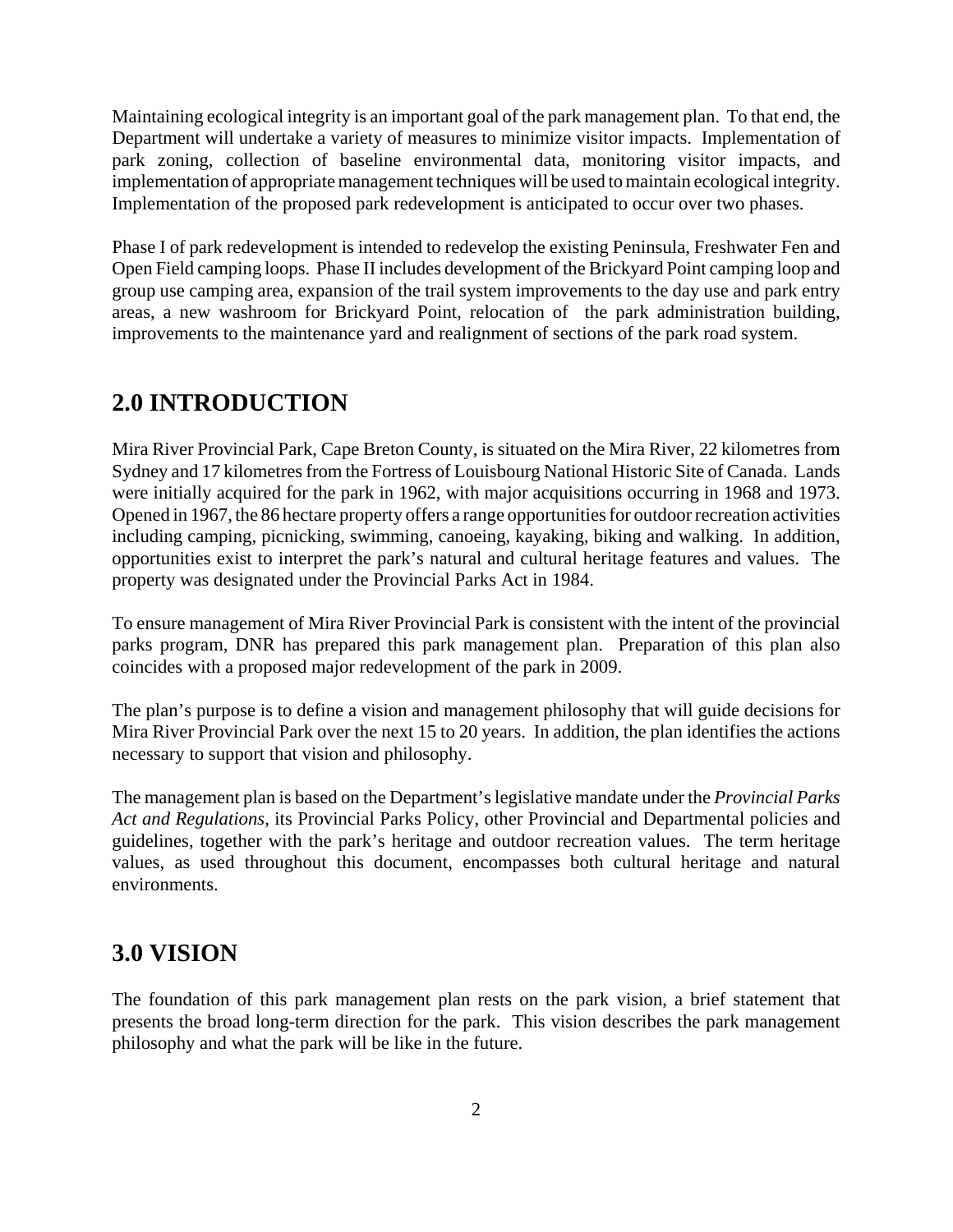Maintaining ecological integrity is an important goal of the park management plan. To that end, the Department will undertake a variety of measures to minimize visitor impacts. Implementation of park zoning, collection of baseline environmental data, monitoring visitor impacts, and implementation of appropriate management techniques will be used to maintain ecological integrity. Implementation of the proposed park redevelopment is anticipated to occur over two phases.

Phase I of park redevelopment is intended to redevelop the existing Peninsula, Freshwater Fen and Open Field camping loops. Phase II includes development of the Brickyard Point camping loop and group use camping area, expansion of the trail system improvements to the day use and park entry areas, a new washroom for Brickyard Point, relocation of the park administration building, improvements to the maintenance yard and realignment of sections of the park road system.

## 2.0 INTRODUCTION

Mira River Provincial Park, Cape Breton County, is situated on the Mira River, 22 kilometres from Sydney and 17 kilometres from the Fortress of Louisbourg National Historic Site of Canada. Lands were initially acquired for the park in 1962, with major acquisitions occurring in 1968 and 1973. Opened in 1967, the 86 hectare property offers a range opportunities for outdoor recreation activities including camping, picnicking, swimming, canoeing, kayaking, biking and walking. In addition, opportunities exist to interpret the park's natural and cultural heritage features and values. The property was designated under the Provincial Parks Act in 1984.

To ensure management of Mira River Provincial Park is consistent with the intent of the provincial parks program, DNR has prepared this park management plan. Preparation of this plan also coincides with a proposed major redevelopment of the park in 2009.

The plan's purpose is to define a vision and management philosophy that will guide decisions for Mira River Provincial Park over the next 15 to 20 years. In addition, the plan identifies the actions necessary to support that vision and philosophy.

The management plan is based on the Department's legislative mandate under the *Provincial Parks Act and Regulations*, its Provincial Parks Policy, other Provincial and Departmental policies and guidelines, together with the park's heritage and outdoor recreation values. The term heritage values, as used throughout this document, encompasses both cultural heritage and natural environments.

## 3.0 VISION

The foundation of this park management plan rests on the park vision, a brief statement that presents the broad long-term direction for the park. This vision describes the park management philosophy and what the park will be like in the future.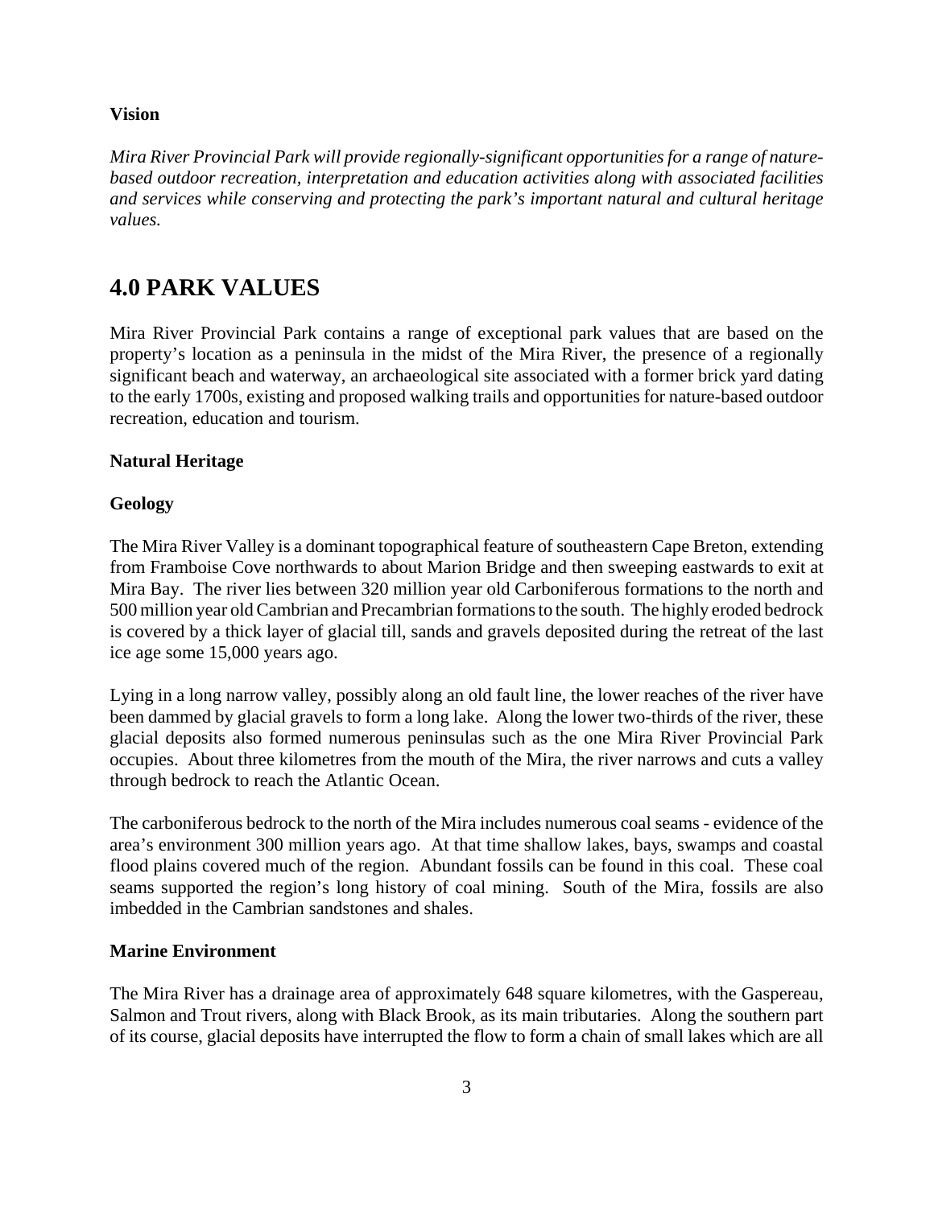**Vision**

*Mira River Provincial Park will provide regionally-significant opportunities for a range of nature-based outdoor recreation, interpretation and education activities along with associated facilities and services while conserving and protecting the park's important natural and cultural heritage values.*

## 4.0 PARK VALUES

Mira River Provincial Park contains a range of exceptional park values that are based on the property's location as a peninsula in the midst of the Mira River, the presence of a regionally significant beach and waterway, an archaeological site associated with a former brick yard dating to the early 1700s, existing and proposed walking trails and opportunities for nature-based outdoor recreation, education and tourism.

**Natural Heritage**

**Geology**

The Mira River Valley is a dominant topographical feature of southeastern Cape Breton, extending from Framboise Cove northwards to about Marion Bridge and then sweeping eastwards to exit at Mira Bay. The river lies between 320 million year old Carboniferous formations to the north and 500 million year old Cambrian and Precambrian formations to the south. The highly eroded bedrock is covered by a thick layer of glacial till, sands and gravels deposited during the retreat of the last ice age some 15,000 years ago.

Lying in a long narrow valley, possibly along an old fault line, the lower reaches of the river have been dammed by glacial gravels to form a long lake. Along the lower two-thirds of the river, these glacial deposits also formed numerous peninsulas such as the one Mira River Provincial Park occupies. About three kilometres from the mouth of the Mira, the river narrows and cuts a valley through bedrock to reach the Atlantic Ocean.

The carboniferous bedrock to the north of the Mira includes numerous coal seams - evidence of the area's environment 300 million years ago. At that time shallow lakes, bays, swamps and coastal flood plains covered much of the region. Abundant fossils can be found in this coal. These coal seams supported the region's long history of coal mining. South of the Mira, fossils are also imbedded in the Cambrian sandstones and shales.

**Marine Environment**

The Mira River has a drainage area of approximately 648 square kilometres, with the Gaspereau, Salmon and Trout rivers, along with Black Brook, as its main tributaries. Along the southern part of its course, glacial deposits have interrupted the flow to form a chain of small lakes which are all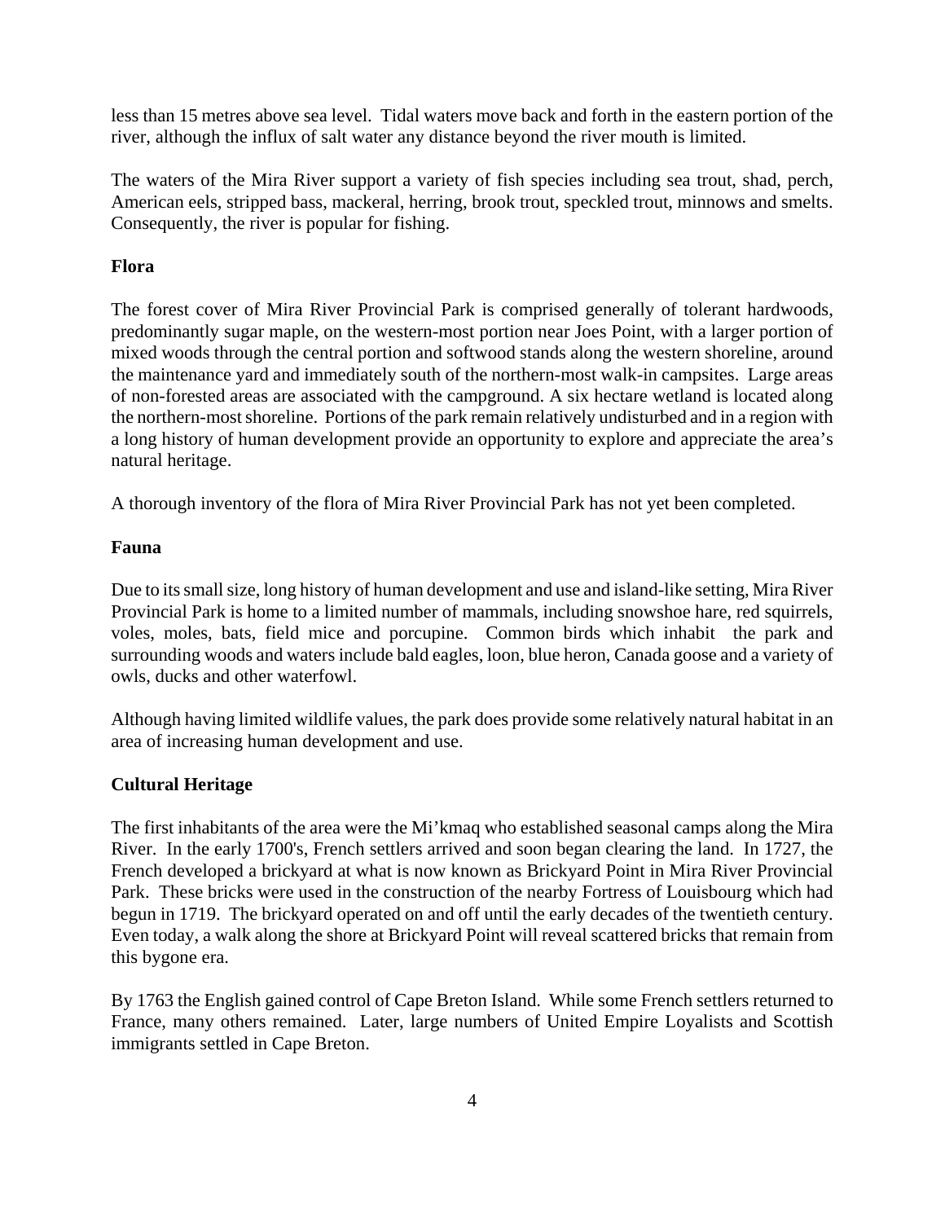less than 15 metres above sea level. Tidal waters move back and forth in the eastern portion of the river, although the influx of salt water any distance beyond the river mouth is limited.

The waters of the Mira River support a variety of fish species including sea trout, shad, perch, American eels, stripped bass, mackeral, herring, brook trout, speckled trout, minnows and smelts. Consequently, the river is popular for fishing.

**Flora**

The forest cover of Mira River Provincial Park is comprised generally of tolerant hardwoods, predominantly sugar maple, on the western-most portion near Joes Point, with a larger portion of mixed woods through the central portion and softwood stands along the western shoreline, around the maintenance yard and immediately south of the northern-most walk-in campsites. Large areas of non-forested areas are associated with the campground. A six hectare wetland is located along the northern-most shoreline. Portions of the park remain relatively undisturbed and in a region with a long history of human development provide an opportunity to explore and appreciate the area's natural heritage.

A thorough inventory of the flora of Mira River Provincial Park has not yet been completed.

**Fauna**

Due to its small size, long history of human development and use and island-like setting, Mira River Provincial Park is home to a limited number of mammals, including snowshoe hare, red squirrels, voles, moles, bats, field mice and porcupine. Common birds which inhabit the park and surrounding woods and waters include bald eagles, loon, blue heron, Canada goose and a variety of owls, ducks and other waterfowl.

Although having limited wildlife values, the park does provide some relatively natural habitat in an area of increasing human development and use.

**Cultural Heritage**

The first inhabitants of the area were the Mi'kmaq who established seasonal camps along the Mira River. In the early 1700's, French settlers arrived and soon began clearing the land. In 1727, the French developed a brickyard at what is now known as Brickyard Point in Mira River Provincial Park. These bricks were used in the construction of the nearby Fortress of Louisbourg which had begun in 1719. The brickyard operated on and off until the early decades of the twentieth century. Even today, a walk along the shore at Brickyard Point will reveal scattered bricks that remain from this bygone era.

By 1763 the English gained control of Cape Breton Island. While some French settlers returned to France, many others remained. Later, large numbers of United Empire Loyalists and Scottish immigrants settled in Cape Breton.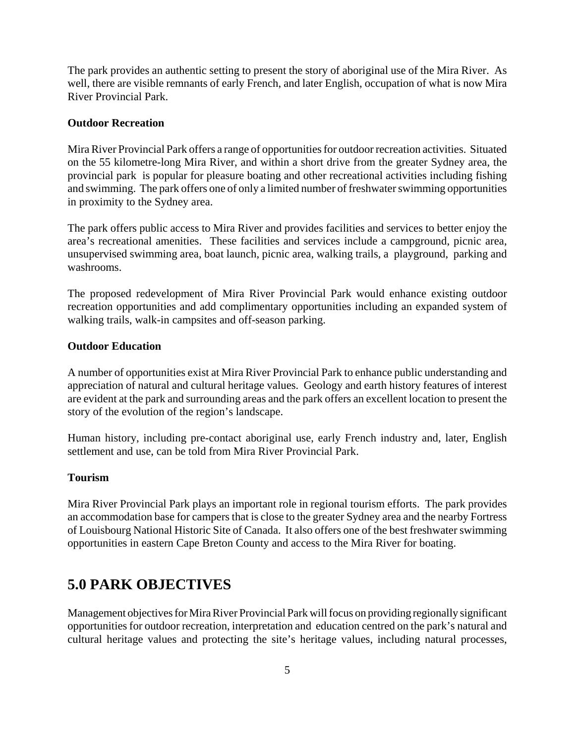The park provides an authentic setting to present the story of aboriginal use of the Mira River. As well, there are visible remnants of early French, and later English, occupation of what is now Mira River Provincial Park.

**Outdoor Recreation**

Mira River Provincial Park offers a range of opportunities for outdoor recreation activities. Situated on the 55 kilometre-long Mira River, and within a short drive from the greater Sydney area, the provincial park is popular for pleasure boating and other recreational activities including fishing and swimming. The park offers one of only a limited number of freshwater swimming opportunities in proximity to the Sydney area.

The park offers public access to Mira River and provides facilities and services to better enjoy the area's recreational amenities. These facilities and services include a campground, picnic area, unsupervised swimming area, boat launch, picnic area, walking trails, a playground, parking and washrooms.

The proposed redevelopment of Mira River Provincial Park would enhance existing outdoor recreation opportunities and add complimentary opportunities including an expanded system of walking trails, walk-in campsites and off-season parking.

**Outdoor Education**

A number of opportunities exist at Mira River Provincial Park to enhance public understanding and appreciation of natural and cultural heritage values. Geology and earth history features of interest are evident at the park and surrounding areas and the park offers an excellent location to present the story of the evolution of the region's landscape.

Human history, including pre-contact aboriginal use, early French industry and, later, English settlement and use, can be told from Mira River Provincial Park.

**Tourism**

Mira River Provincial Park plays an important role in regional tourism efforts. The park provides an accommodation base for campers that is close to the greater Sydney area and the nearby Fortress of Louisbourg National Historic Site of Canada. It also offers one of the best freshwater swimming opportunities in eastern Cape Breton County and access to the Mira River for boating.

## 5.0 PARK OBJECTIVES

Management objectives for Mira River Provincial Park will focus on providing regionally significant opportunities for outdoor recreation, interpretation and education centred on the park's natural and cultural heritage values and protecting the site's heritage values, including natural processes,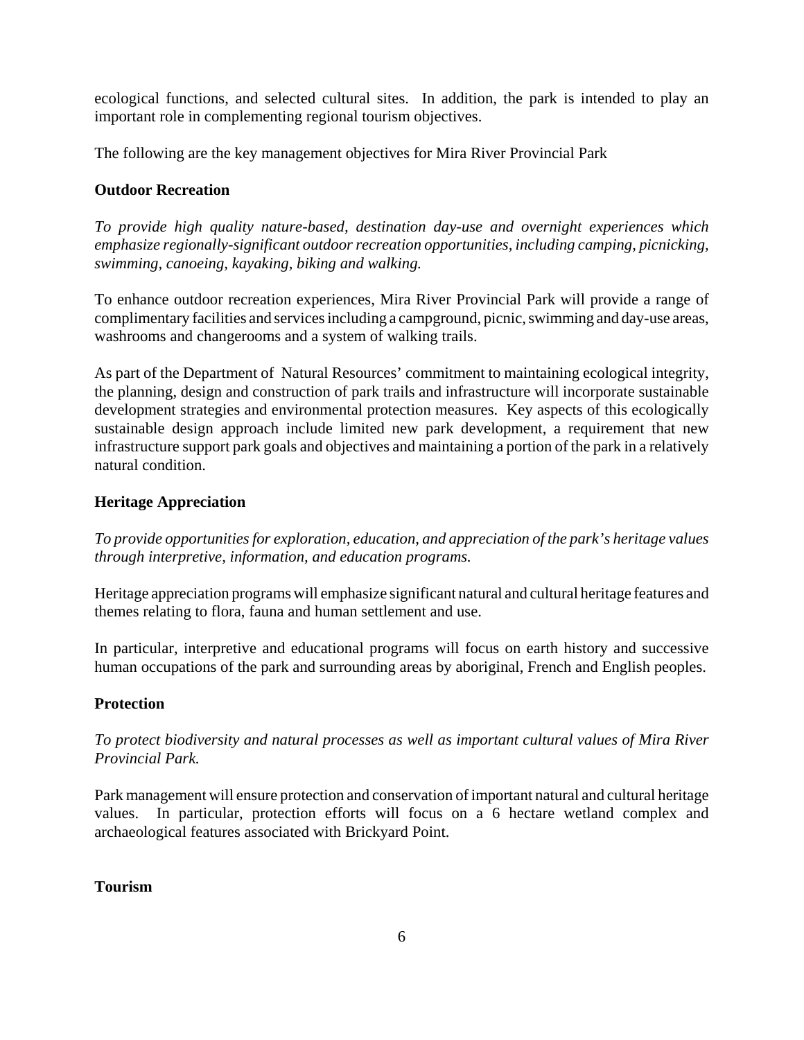ecological functions, and selected cultural sites. In addition, the park is intended to play an important role in complementing regional tourism objectives.

The following are the key management objectives for Mira River Provincial Park

**Outdoor Recreation**

*To provide high quality nature-based, destination day-use and overnight experiences which emphasize regionally-significant outdoor recreation opportunities, including camping, picnicking, swimming, canoeing, kayaking, biking and walking.*

To enhance outdoor recreation experiences, Mira River Provincial Park will provide a range of complimentary facilities and services including a campground, picnic, swimming and day-use areas, washrooms and changerooms and a system of walking trails.

As part of the Department of Natural Resources' commitment to maintaining ecological integrity, the planning, design and construction of park trails and infrastructure will incorporate sustainable development strategies and environmental protection measures. Key aspects of this ecologically sustainable design approach include limited new park development, a requirement that new infrastructure support park goals and objectives and maintaining a portion of the park in a relatively natural condition.

**Heritage Appreciation**

*To provide opportunities for exploration, education, and appreciation of the park's heritage values through interpretive, information, and education programs.*

Heritage appreciation programs will emphasize significant natural and cultural heritage features and themes relating to flora, fauna and human settlement and use.

In particular, interpretive and educational programs will focus on earth history and successive human occupations of the park and surrounding areas by aboriginal, French and English peoples.

**Protection**

*To protect biodiversity and natural processes as well as important cultural values of Mira River Provincial Park.*

Park management will ensure protection and conservation of important natural and cultural heritage values. In particular, protection efforts will focus on a 6 hectare wetland complex and archaeological features associated with Brickyard Point.

**Tourism**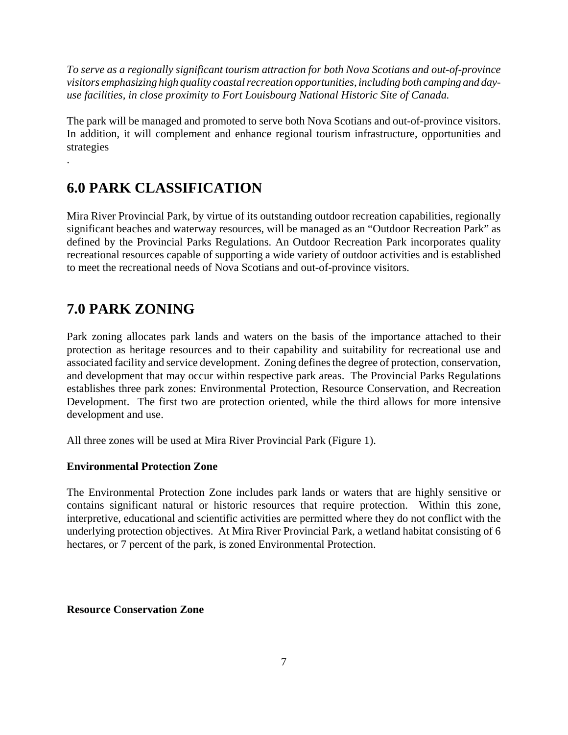*To serve as a regionally significant tourism attraction for both Nova Scotians and out-of-province visitors emphasizing high quality coastal recreation opportunities, including both camping and day-use facilities, in close proximity to Fort Louisbourg National Historic Site of Canada.*

The park will be managed and promoted to serve both Nova Scotians and out-of-province visitors. In addition, it will complement and enhance regional tourism infrastructure, opportunities and strategies

.

## 6.0 PARK CLASSIFICATION

Mira River Provincial Park, by virtue of its outstanding outdoor recreation capabilities, regionally significant beaches and waterway resources, will be managed as an "Outdoor Recreation Park" as defined by the Provincial Parks Regulations. An Outdoor Recreation Park incorporates quality recreational resources capable of supporting a wide variety of outdoor activities and is established to meet the recreational needs of Nova Scotians and out-of-province visitors.

## 7.0 PARK ZONING

Park zoning allocates park lands and waters on the basis of the importance attached to their protection as heritage resources and to their capability and suitability for recreational use and associated facility and service development. Zoning defines the degree of protection, conservation, and development that may occur within respective park areas. The Provincial Parks Regulations establishes three park zones: Environmental Protection, Resource Conservation, and Recreation Development. The first two are protection oriented, while the third allows for more intensive development and use.

All three zones will be used at Mira River Provincial Park (Figure 1).

**Environmental Protection Zone**

The Environmental Protection Zone includes park lands or waters that are highly sensitive or contains significant natural or historic resources that require protection. Within this zone, interpretive, educational and scientific activities are permitted where they do not conflict with the underlying protection objectives. At Mira River Provincial Park, a wetland habitat consisting of 6 hectares, or 7 percent of the park, is zoned Environmental Protection.

**Resource Conservation Zone**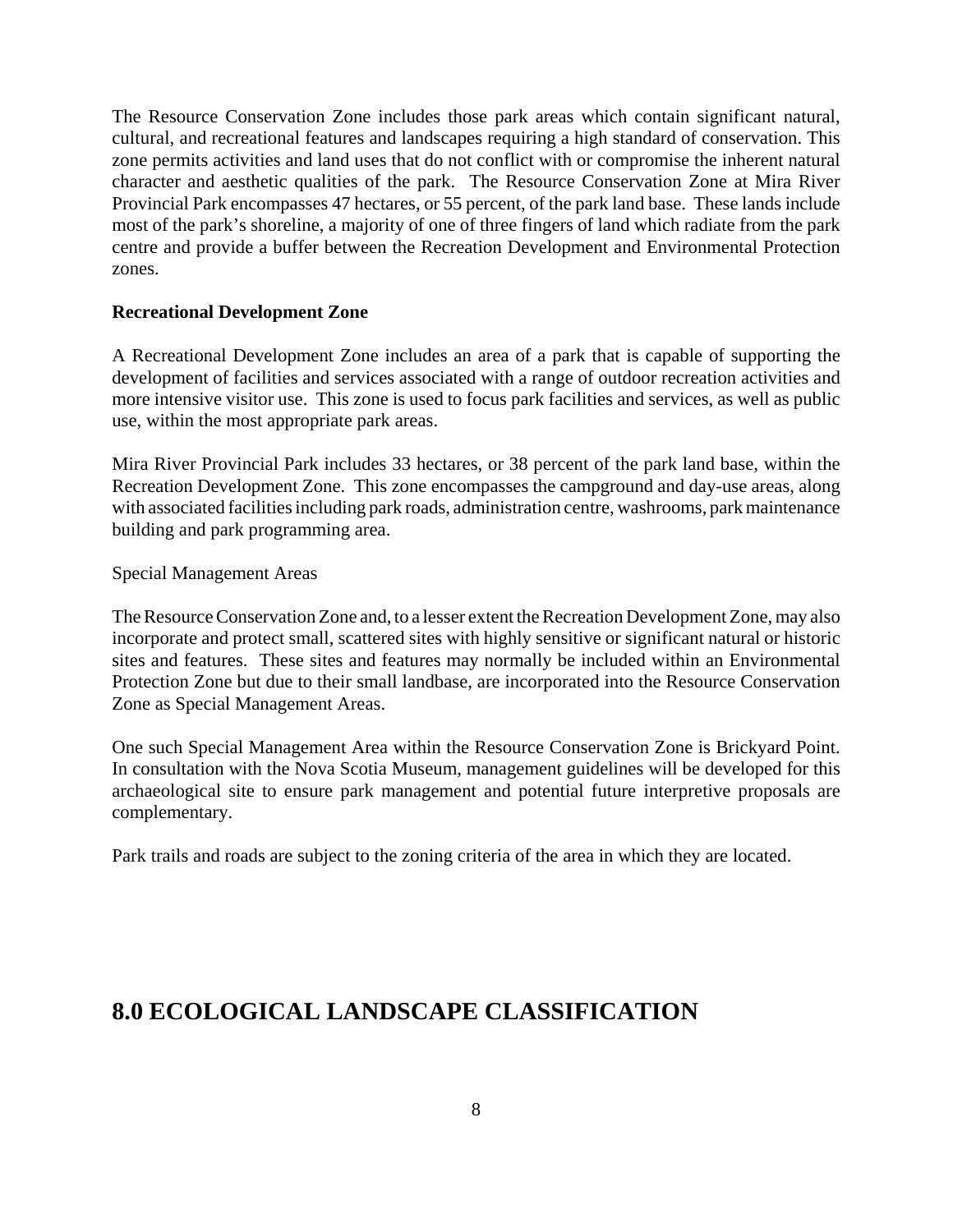The Resource Conservation Zone includes those park areas which contain significant natural, cultural, and recreational features and landscapes requiring a high standard of conservation. This zone permits activities and land uses that do not conflict with or compromise the inherent natural character and aesthetic qualities of the park. The Resource Conservation Zone at Mira River Provincial Park encompasses 47 hectares, or 55 percent, of the park land base. These lands include most of the park's shoreline, a majority of one of three fingers of land which radiate from the park centre and provide a buffer between the Recreation Development and Environmental Protection zones.

**Recreational Development Zone**

A Recreational Development Zone includes an area of a park that is capable of supporting the development of facilities and services associated with a range of outdoor recreation activities and more intensive visitor use. This zone is used to focus park facilities and services, as well as public use, within the most appropriate park areas.

Mira River Provincial Park includes 33 hectares, or 38 percent of the park land base, within the Recreation Development Zone. This zone encompasses the campground and day-use areas, along with associated facilities including park roads, administration centre, washrooms, park maintenance building and park programming area.

Special Management Areas

The Resource Conservation Zone and, to a lesser extent the Recreation Development Zone, may also incorporate and protect small, scattered sites with highly sensitive or significant natural or historic sites and features. These sites and features may normally be included within an Environmental Protection Zone but due to their small landbase, are incorporated into the Resource Conservation Zone as Special Management Areas.

One such Special Management Area within the Resource Conservation Zone is Brickyard Point. In consultation with the Nova Scotia Museum, management guidelines will be developed for this archaeological site to ensure park management and potential future interpretive proposals are complementary.

Park trails and roads are subject to the zoning criteria of the area in which they are located.

## 8.0 ECOLOGICAL LANDSCAPE CLASSIFICATION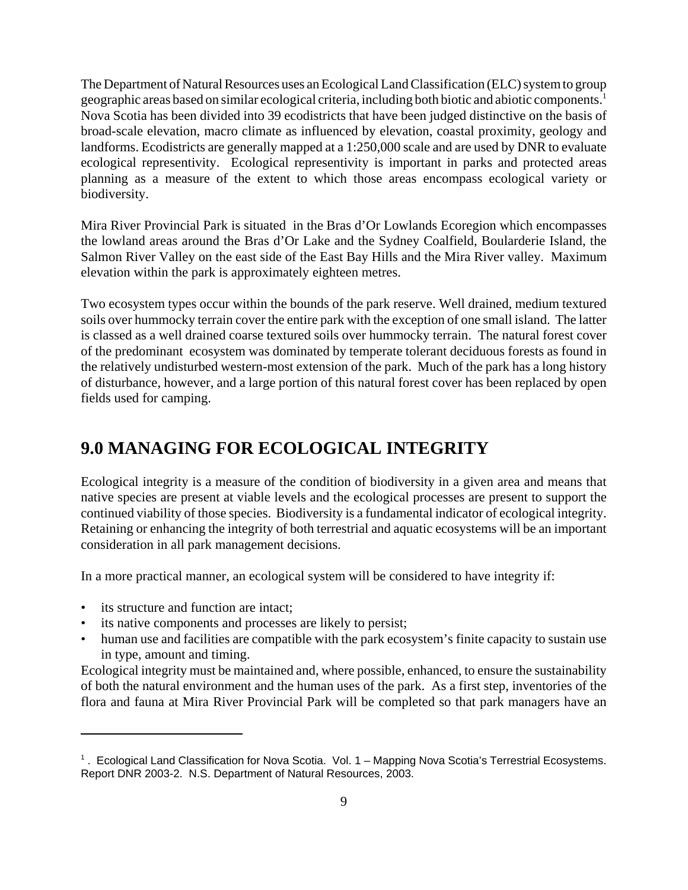The Department of Natural Resources uses an Ecological Land Classification (ELC) system to group geographic areas based on similar ecological criteria, including both biotic and abiotic components.[1] Nova Scotia has been divided into 39 ecodistricts that have been judged distinctive on the basis of broad-scale elevation, macro climate as influenced by elevation, coastal proximity, geology and landforms. Ecodistricts are generally mapped at a 1:250,000 scale and are used by DNR to evaluate ecological representivity. Ecological representivity is important in parks and protected areas planning as a measure of the extent to which those areas encompass ecological variety or biodiversity.

Mira River Provincial Park is situated in the Bras d'Or Lowlands Ecoregion which encompasses the lowland areas around the Bras d'Or Lake and the Sydney Coalfield, Boularderie Island, the Salmon River Valley on the east side of the East Bay Hills and the Mira River valley. Maximum elevation within the park is approximately eighteen metres.

Two ecosystem types occur within the bounds of the park reserve. Well drained, medium textured soils over hummocky terrain cover the entire park with the exception of one small island. The latter is classed as a well drained coarse textured soils over hummocky terrain. The natural forest cover of the predominant ecosystem was dominated by temperate tolerant deciduous forests as found in the relatively undisturbed western-most extension of the park. Much of the park has a long history of disturbance, however, and a large portion of this natural forest cover has been replaced by open fields used for camping.

## 9.0 MANAGING FOR ECOLOGICAL INTEGRITY

Ecological integrity is a measure of the condition of biodiversity in a given area and means that native species are present at viable levels and the ecological processes are present to support the continued viability of those species. Biodiversity is a fundamental indicator of ecological integrity. Retaining or enhancing the integrity of both terrestrial and aquatic ecosystems will be an important consideration in all park management decisions.

In a more practical manner, an ecological system will be considered to have integrity if:

- its structure and function are intact;
- its native components and processes are likely to persist;
- human use and facilities are compatible with the park ecosystem's finite capacity to sustain use in type, amount and timing.

Ecological integrity must be maintained and, where possible, enhanced, to ensure the sustainability of both the natural environment and the human uses of the park. As a first step, inventories of the flora and fauna at Mira River Provincial Park will be completed so that park managers have an

---

[1] . Ecological Land Classification for Nova Scotia. Vol. 1 – Mapping Nova Scotia's Terrestrial Ecosystems. Report DNR 2003-2. N.S. Department of Natural Resources, 2003.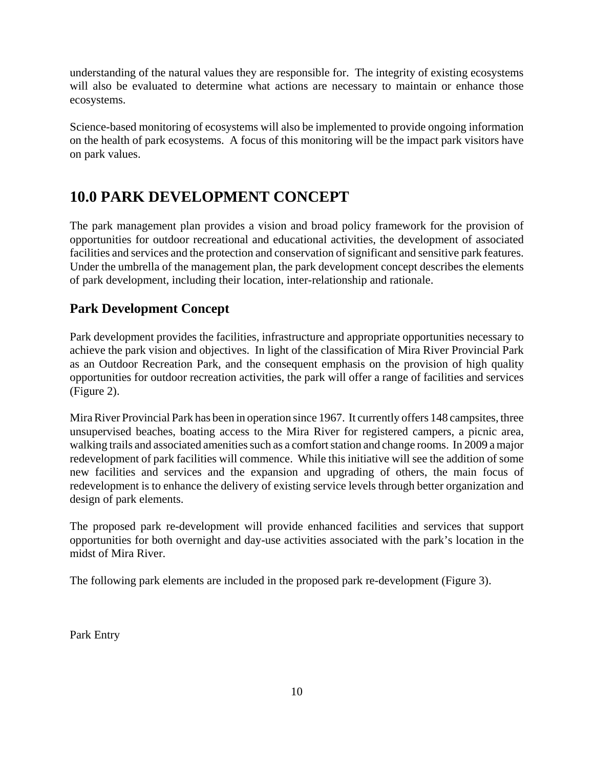understanding of the natural values they are responsible for. The integrity of existing ecosystems will also be evaluated to determine what actions are necessary to maintain or enhance those ecosystems.

Science-based monitoring of ecosystems will also be implemented to provide ongoing information on the health of park ecosystems. A focus of this monitoring will be the impact park visitors have on park values.

# 10.0 PARK DEVELOPMENT CONCEPT

The park management plan provides a vision and broad policy framework for the provision of opportunities for outdoor recreational and educational activities, the development of associated facilities and services and the protection and conservation of significant and sensitive park features. Under the umbrella of the management plan, the park development concept describes the elements of park development, including their location, inter-relationship and rationale.

## Park Development Concept

Park development provides the facilities, infrastructure and appropriate opportunities necessary to achieve the park vision and objectives. In light of the classification of Mira River Provincial Park as an Outdoor Recreation Park, and the consequent emphasis on the provision of high quality opportunities for outdoor recreation activities, the park will offer a range of facilities and services (Figure 2).

Mira River Provincial Park has been in operation since 1967. It currently offers 148 campsites, three unsupervised beaches, boating access to the Mira River for registered campers, a picnic area, walking trails and associated amenities such as a comfort station and change rooms. In 2009 a major redevelopment of park facilities will commence. While this initiative will see the addition of some new facilities and services and the expansion and upgrading of others, the main focus of redevelopment is to enhance the delivery of existing service levels through better organization and design of park elements.

The proposed park re-development will provide enhanced facilities and services that support opportunities for both overnight and day-use activities associated with the park's location in the midst of Mira River.

The following park elements are included in the proposed park re-development (Figure 3).

Park Entry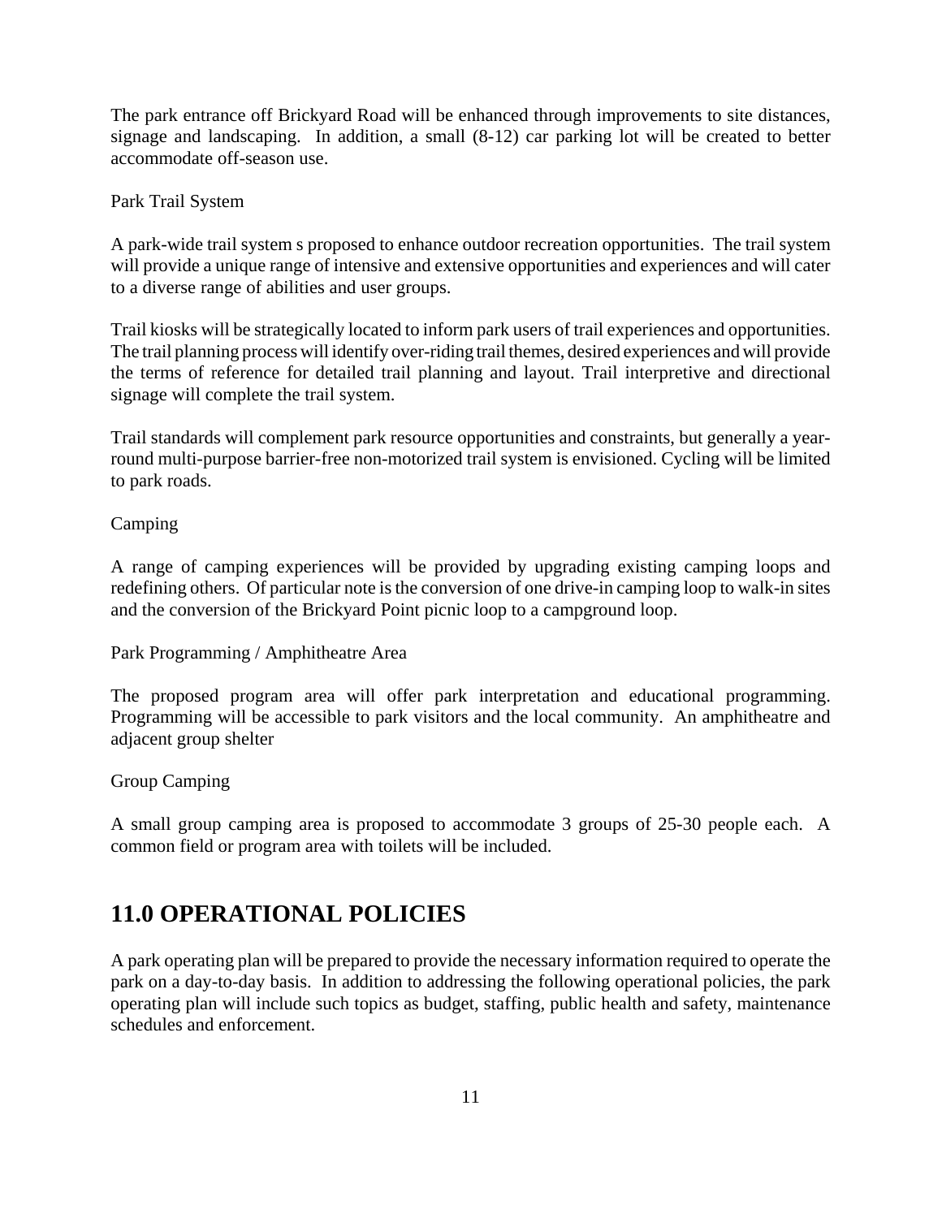The park entrance off Brickyard Road will be enhanced through improvements to site distances, signage and landscaping. In addition, a small (8-12) car parking lot will be created to better accommodate off-season use.

Park Trail System

A park-wide trail system s proposed to enhance outdoor recreation opportunities. The trail system will provide a unique range of intensive and extensive opportunities and experiences and will cater to a diverse range of abilities and user groups.

Trail kiosks will be strategically located to inform park users of trail experiences and opportunities. The trail planning process will identify over-riding trail themes, desired experiences and will provide the terms of reference for detailed trail planning and layout. Trail interpretive and directional signage will complete the trail system.

Trail standards will complement park resource opportunities and constraints, but generally a year-round multi-purpose barrier-free non-motorized trail system is envisioned. Cycling will be limited to park roads.

Camping

A range of camping experiences will be provided by upgrading existing camping loops and redefining others. Of particular note is the conversion of one drive-in camping loop to walk-in sites and the conversion of the Brickyard Point picnic loop to a campground loop.

Park Programming / Amphitheatre Area

The proposed program area will offer park interpretation and educational programming. Programming will be accessible to park visitors and the local community. An amphitheatre and adjacent group shelter

Group Camping

A small group camping area is proposed to accommodate 3 groups of 25-30 people each. A common field or program area with toilets will be included.

## 11.0 OPERATIONAL POLICIES

A park operating plan will be prepared to provide the necessary information required to operate the park on a day-to-day basis. In addition to addressing the following operational policies, the park operating plan will include such topics as budget, staffing, public health and safety, maintenance schedules and enforcement.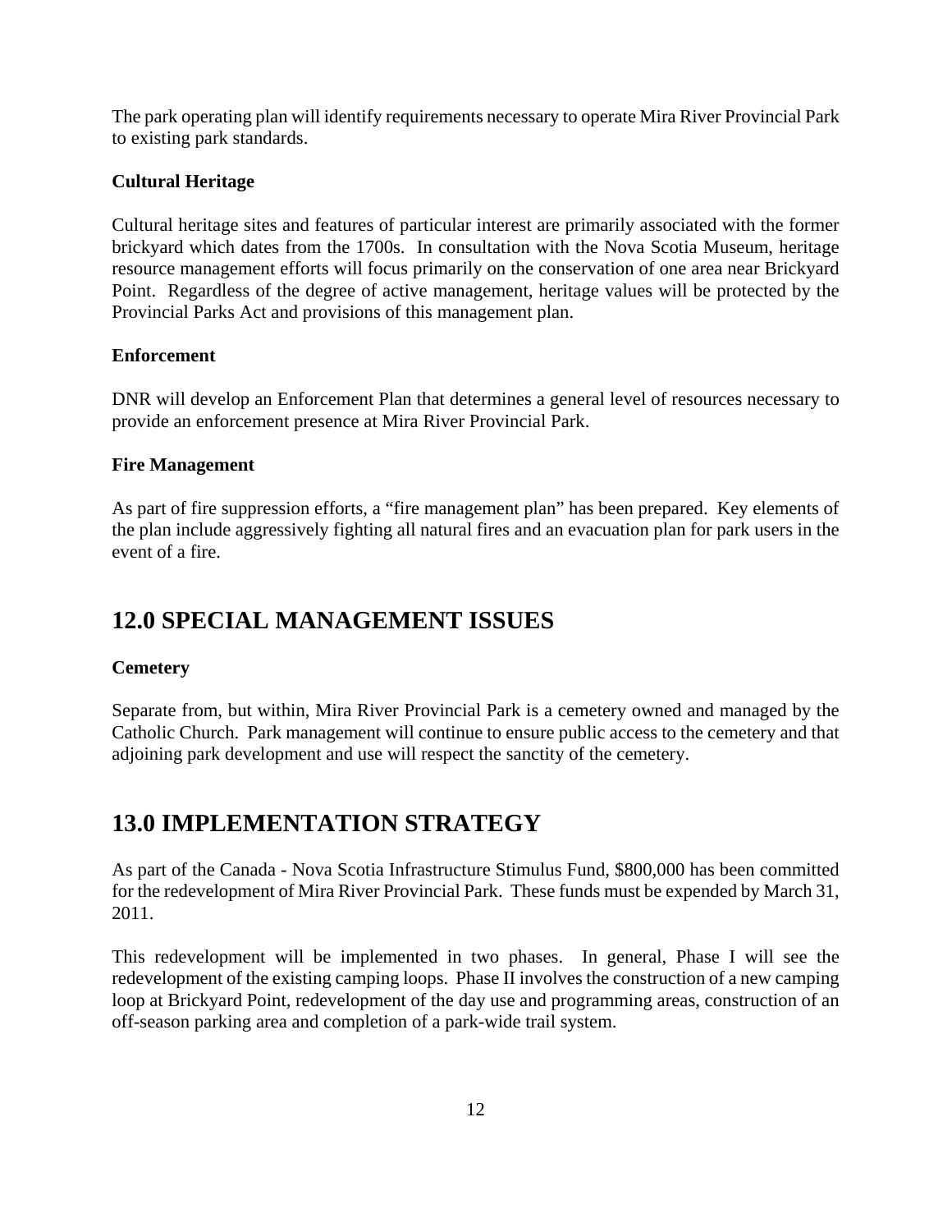The park operating plan will identify requirements necessary to operate Mira River Provincial Park to existing park standards.

**Cultural Heritage**

Cultural heritage sites and features of particular interest are primarily associated with the former brickyard which dates from the 1700s. In consultation with the Nova Scotia Museum, heritage resource management efforts will focus primarily on the conservation of one area near Brickyard Point. Regardless of the degree of active management, heritage values will be protected by the Provincial Parks Act and provisions of this management plan.

**Enforcement**

DNR will develop an Enforcement Plan that determines a general level of resources necessary to provide an enforcement presence at Mira River Provincial Park.

**Fire Management**

As part of fire suppression efforts, a "fire management plan" has been prepared. Key elements of the plan include aggressively fighting all natural fires and an evacuation plan for park users in the event of a fire.

# 12.0 SPECIAL MANAGEMENT ISSUES

**Cemetery**

Separate from, but within, Mira River Provincial Park is a cemetery owned and managed by the Catholic Church. Park management will continue to ensure public access to the cemetery and that adjoining park development and use will respect the sanctity of the cemetery.

# 13.0 IMPLEMENTATION STRATEGY

As part of the Canada - Nova Scotia Infrastructure Stimulus Fund, $800,000 has been committed for the redevelopment of Mira River Provincial Park. These funds must be expended by March 31, 2011.

This redevelopment will be implemented in two phases. In general, Phase I will see the redevelopment of the existing camping loops. Phase II involves the construction of a new camping loop at Brickyard Point, redevelopment of the day use and programming areas, construction of an off-season parking area and completion of a park-wide trail system.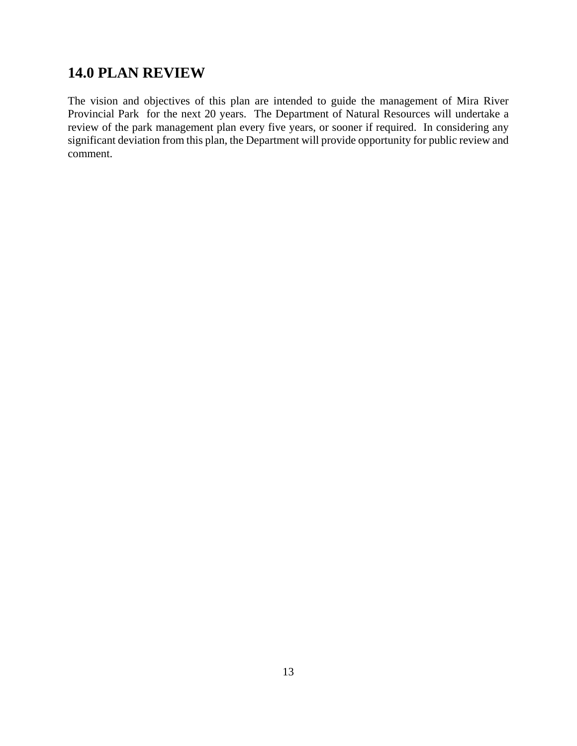## 14.0 PLAN REVIEW

The vision and objectives of this plan are intended to guide the management of Mira River Provincial Park for the next 20 years. The Department of Natural Resources will undertake a review of the park management plan every five years, or sooner if required. In considering any significant deviation from this plan, the Department will provide opportunity for public review and comment.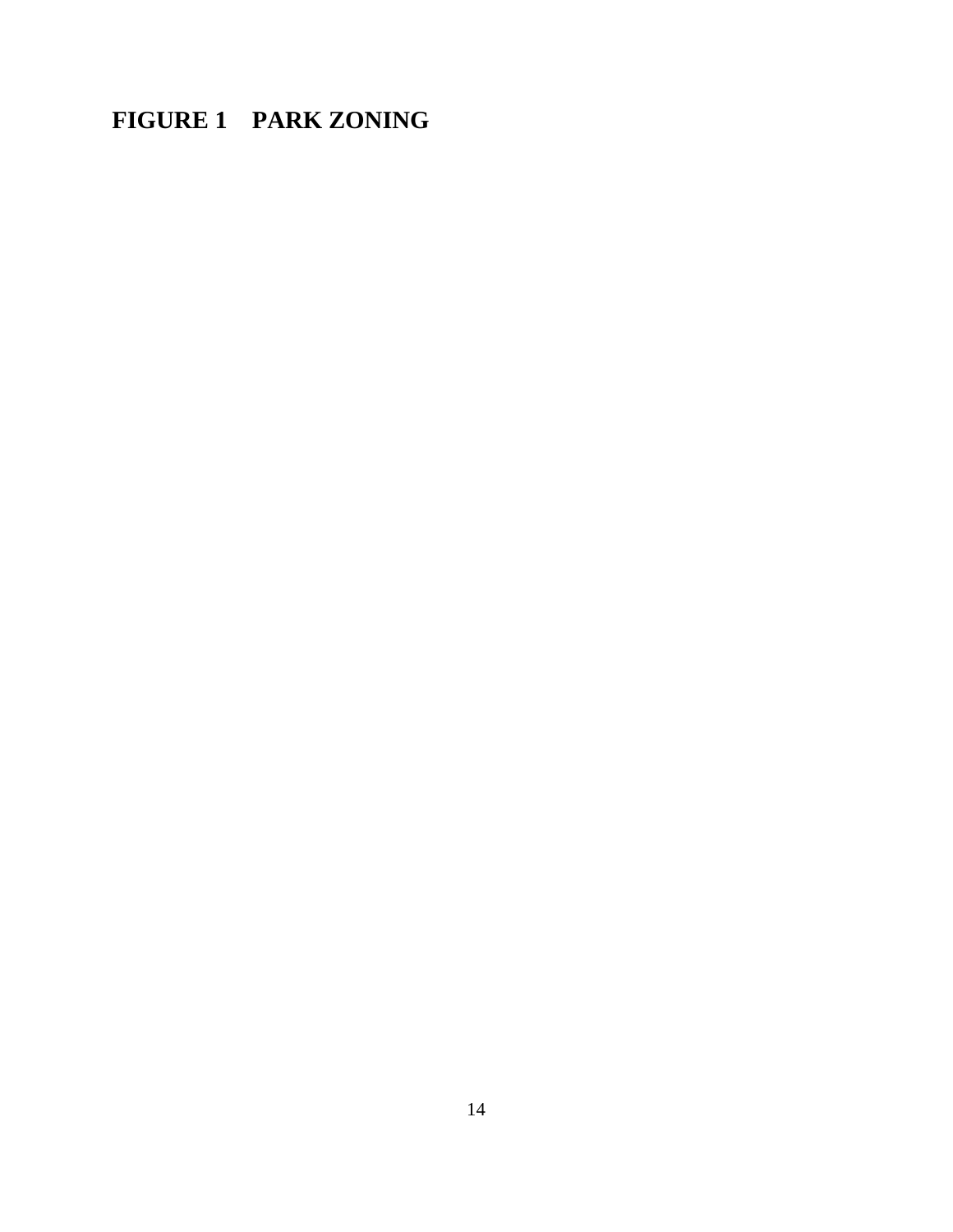## FIGURE 1 PARK ZONING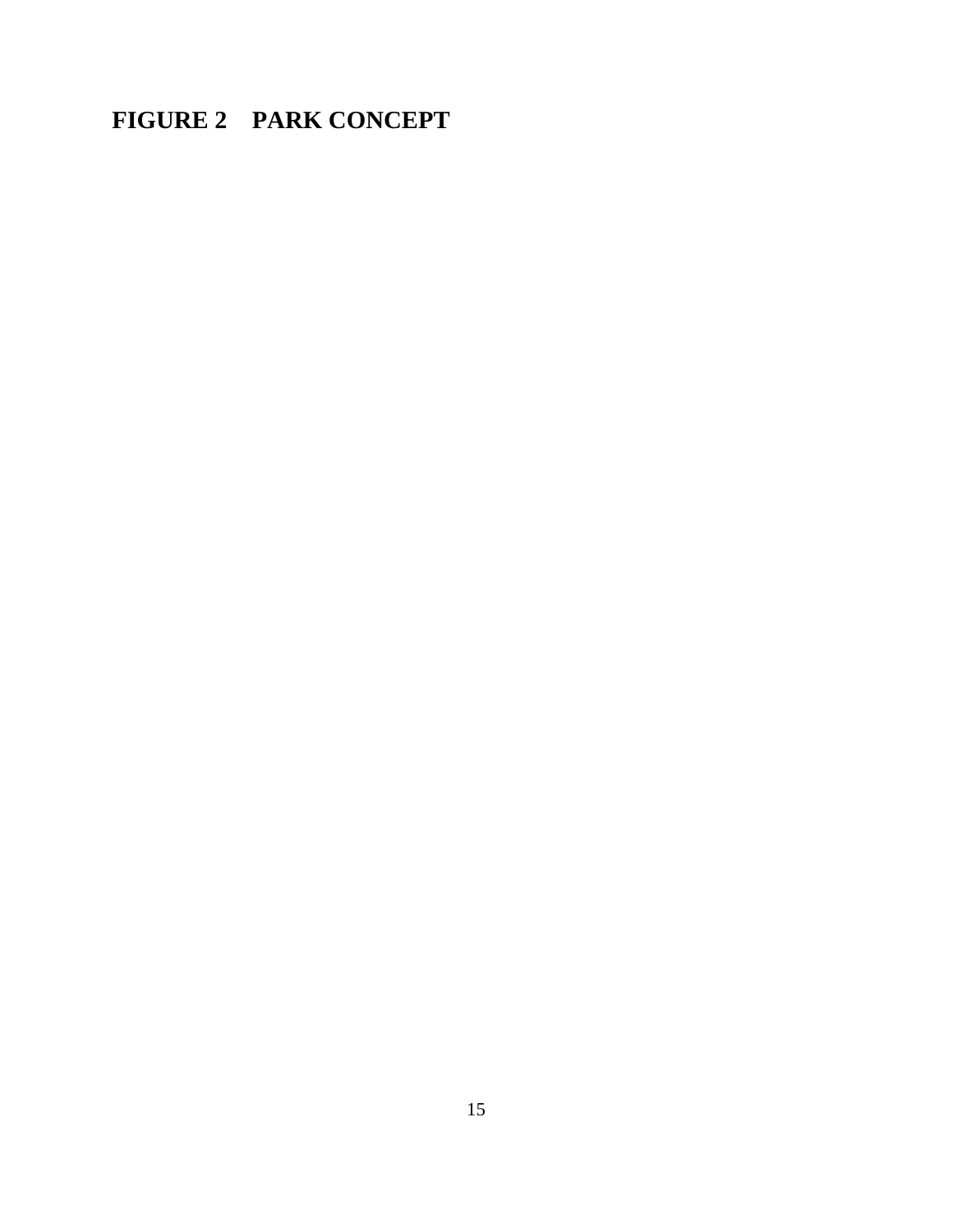# FIGURE 2 PARK CONCEPT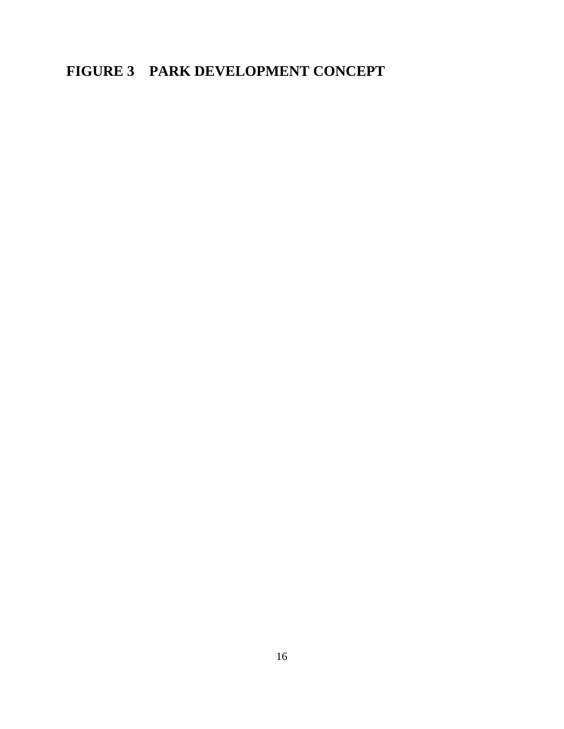# FIGURE 3 PARK DEVELOPMENT CONCEPT